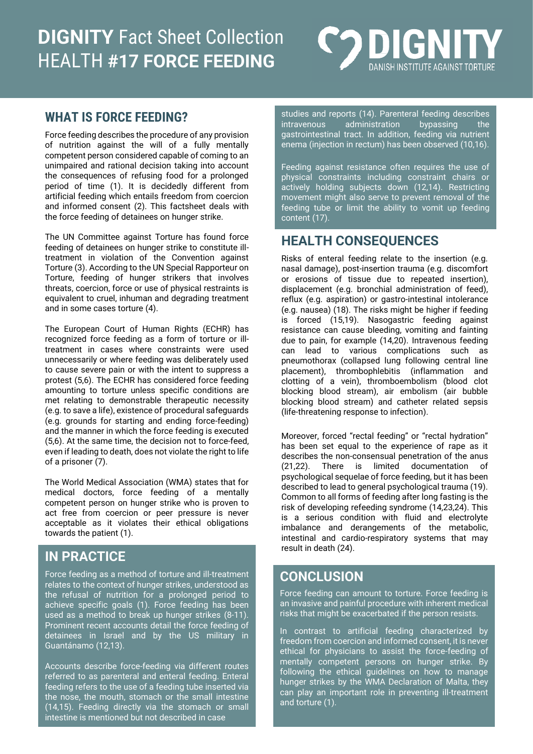# DIGNITY Fact Sheet Collection HEALTH #17 FORCE FEEDING

DIGNITY DANISH INSTITUTE AGAINST TORTURE

## WHAT IS FORCE FEEDING?

Force feeding describes the procedure of any provision of nutrition against the will of a fully mentally competent person considered capable of coming to an unimpaired and rational decision taking into account the consequences of refusing food for a prolonged period of time (1). It is decidedly different from artificial feeding which entails freedom from coercion and informed consent (2). This factsheet deals with the force feeding of detainees on hunger strike.

The UN Committee against Torture has found force feeding of detainees on hunger strike to constitute ill-treatment in violation of the Convention against Torture (3). According to the UN Special Rapporteur on Torture, feeding of hunger strikers that involves threats, coercion, force or use of physical restraints is equivalent to cruel, inhuman and degrading treatment and in some cases torture (4).

The European Court of Human Rights (ECHR) has recognized force feeding as a form of torture or ill-treatment in cases where constraints were used unnecessarily or where feeding was deliberately used to cause severe pain or with the intent to suppress a protest (5,6). The ECHR has considered force feeding amounting to torture unless specific conditions are met relating to demonstrable therapeutic necessity (e.g. to save a life), existence of procedural safeguards (e.g. grounds for starting and ending force-feeding) and the manner in which the force feeding is executed (5,6). At the same time, the decision not to force-feed, even if leading to death, does not violate the right to life of a prisoner (7).

The World Medical Association (WMA) states that for medical doctors, force feeding of a mentally competent person on hunger strike who is proven to act free from coercion or peer pressure is never acceptable as it violates their ethical obligations towards the patient (1).

## IN PRACTICE

Force feeding as a method of torture and ill-treatment relates to the context of hunger strikes, understood as the refusal of nutrition for a prolonged period to achieve specific goals (1). Force feeding has been used as a method to break up hunger strikes (8-11). Prominent recent accounts detail the force feeding of detainees in Israel and by the US military in Guantánamo (12,13).

Accounts describe force-feeding via different routes referred to as parenteral and enteral feeding. Enteral feeding refers to the use of a feeding tube inserted via the nose, the mouth, stomach or the small intestine (14,15). Feeding directly via the stomach or small intestine is mentioned but not described in case studies and reports (14). Parenteral feeding describes intravenous administration bypassing the gastrointestinal tract. In addition, feeding via nutrient enema (injection in rectum) has been observed (10,16).

Feeding against resistance often requires the use of physical constraints including constraint chairs or actively holding subjects down (12,14). Restricting movement might also serve to prevent removal of the feeding tube or limit the ability to vomit up feeding content (17).

## HEALTH CONSEQUENCES

Risks of enteral feeding relate to the insertion (e.g. nasal damage), post-insertion trauma (e.g. discomfort or erosions of tissue due to repeated insertion), displacement (e.g. bronchial administration of feed), reflux (e.g. aspiration) or gastro-intestinal intolerance (e.g. nausea) (18). The risks might be higher if feeding is forced (15,19). Nasogastric feeding against resistance can cause bleeding, vomiting and fainting due to pain, for example (14,20). Intravenous feeding can lead to various complications such as pneumothorax (collapsed lung following central line placement), thrombophlebitis (inflammation and clotting of a vein), thromboembolism (blood clot blocking blood stream), air embolism (air bubble blocking blood stream) and catheter related sepsis (life-threatening response to infection).

Moreover, forced "rectal feeding" or "rectal hydration" has been set equal to the experience of rape as it describes the non-consensual penetration of the anus (21,22). There is limited documentation of psychological sequelae of force feeding, but it has been described to lead to general psychological trauma (19). Common to all forms of feeding after long fasting is the risk of developing refeeding syndrome (14,23,24). This is a serious condition with fluid and electrolyte imbalance and derangements of the metabolic, intestinal and cardio-respiratory systems that may result in death (24).

## CONCLUSION

Force feeding can amount to torture. Force feeding is an invasive and painful procedure with inherent medical risks that might be exacerbated if the person resists.

In contrast to artificial feeding characterized by freedom from coercion and informed consent, it is never ethical for physicians to assist the force-feeding of mentally competent persons on hunger strike. By following the ethical guidelines on how to manage hunger strikes by the WMA Declaration of Malta, they can play an important role in preventing ill-treatment and torture (1).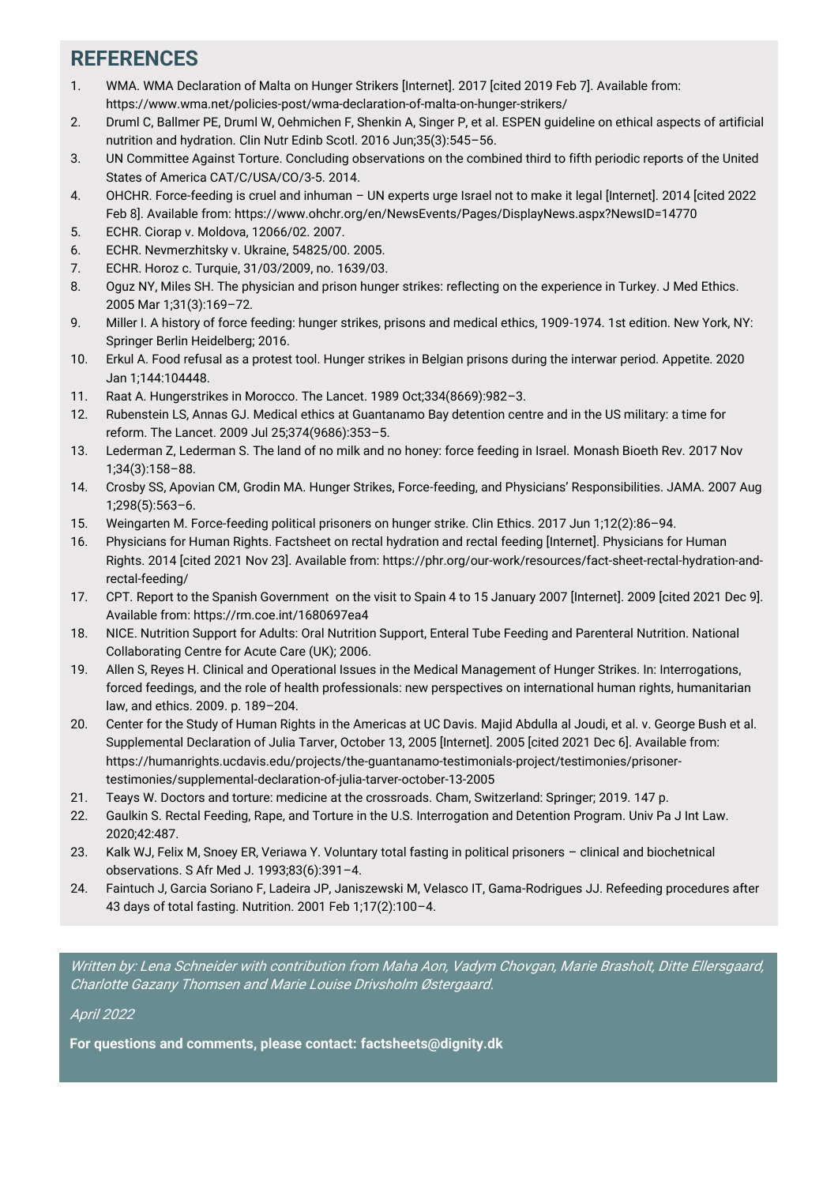## REFERENCES

1. WMA. WMA Declaration of Malta on Hunger Strikers [Internet]. 2017 [cited 2019 Feb 7]. Available from: https://www.wma.net/policies-post/wma-declaration-of-malta-on-hunger-strikers/
2. Druml C, Ballmer PE, Druml W, Oehmichen F, Shenkin A, Singer P, et al. ESPEN guideline on ethical aspects of artificial nutrition and hydration. Clin Nutr Edinb Scotl. 2016 Jun;35(3):545–56.
3. UN Committee Against Torture. Concluding observations on the combined third to fifth periodic reports of the United States of America CAT/C/USA/CO/3-5. 2014.
4. OHCHR. Force-feeding is cruel and inhuman – UN experts urge Israel not to make it legal [Internet]. 2014 [cited 2022 Feb 8]. Available from: https://www.ohchr.org/en/NewsEvents/Pages/DisplayNews.aspx?NewsID=14770
5. ECHR. Ciorap v. Moldova, 12066/02. 2007.
6. ECHR. Nevmerzhitsky v. Ukraine, 54825/00. 2005.
7. ECHR. Horoz c. Turquie, 31/03/2009, no. 1639/03.
8. Oguz NY, Miles SH. The physician and prison hunger strikes: reflecting on the experience in Turkey. J Med Ethics. 2005 Mar 1;31(3):169–72.
9. Miller I. A history of force feeding: hunger strikes, prisons and medical ethics, 1909-1974. 1st edition. New York, NY: Springer Berlin Heidelberg; 2016.
10. Erkul A. Food refusal as a protest tool. Hunger strikes in Belgian prisons during the interwar period. Appetite. 2020 Jan 1;144:104448.
11. Raat A. Hungerstrikes in Morocco. The Lancet. 1989 Oct;334(8669):982–3.
12. Rubenstein LS, Annas GJ. Medical ethics at Guantanamo Bay detention centre and in the US military: a time for reform. The Lancet. 2009 Jul 25;374(9686):353–5.
13. Lederman Z, Lederman S. The land of no milk and no honey: force feeding in Israel. Monash Bioeth Rev. 2017 Nov 1;34(3):158–88.
14. Crosby SS, Apovian CM, Grodin MA. Hunger Strikes, Force-feeding, and Physicians' Responsibilities. JAMA. 2007 Aug 1;298(5):563–6.
15. Weingarten M. Force-feeding political prisoners on hunger strike. Clin Ethics. 2017 Jun 1;12(2):86–94.
16. Physicians for Human Rights. Factsheet on rectal hydration and rectal feeding [Internet]. Physicians for Human Rights. 2014 [cited 2021 Nov 23]. Available from: https://phr.org/our-work/resources/fact-sheet-rectal-hydration-and-rectal-feeding/
17. CPT. Report to the Spanish Government on the visit to Spain 4 to 15 January 2007 [Internet]. 2009 [cited 2021 Dec 9]. Available from: https://rm.coe.int/1680697ea4
18. NICE. Nutrition Support for Adults: Oral Nutrition Support, Enteral Tube Feeding and Parenteral Nutrition. National Collaborating Centre for Acute Care (UK); 2006.
19. Allen S, Reyes H. Clinical and Operational Issues in the Medical Management of Hunger Strikes. In: Interrogations, forced feedings, and the role of health professionals: new perspectives on international human rights, humanitarian law, and ethics. 2009. p. 189–204.
20. Center for the Study of Human Rights in the Americas at UC Davis. Majid Abdulla al Joudi, et al. v. George Bush et al. Supplemental Declaration of Julia Tarver, October 13, 2005 [Internet]. 2005 [cited 2021 Dec 6]. Available from: https://humanrights.ucdavis.edu/projects/the-guantanamo-testimonials-project/testimonies/prisoner-testimonies/supplemental-declaration-of-julia-tarver-october-13-2005
21. Teays W. Doctors and torture: medicine at the crossroads. Cham, Switzerland: Springer; 2019. 147 p.
22. Gaulkin S. Rectal Feeding, Rape, and Torture in the U.S. Interrogation and Detention Program. Univ Pa J Int Law. 2020;42:487.
23. Kalk WJ, Felix M, Snoey ER, Veriawa Y. Voluntary total fasting in political prisoners – clinical and biochetnical observations. S Afr Med J. 1993;83(6):391–4.
24. Faintuch J, Garcia Soriano F, Ladeira JP, Janiszewski M, Velasco IT, Gama-Rodrigues JJ. Refeeding procedures after 43 days of total fasting. Nutrition. 2001 Feb 1;17(2):100–4.

*Written by: Lena Schneider with contribution from Maha Aon, Vadym Chovgan, Marie Brasholt, Ditte Ellersgaard, Charlotte Gazany Thomsen and Marie Louise Drivsholm Østergaard.*

*April 2022*

**For questions and comments, please contact: factsheets@dignity.dk**